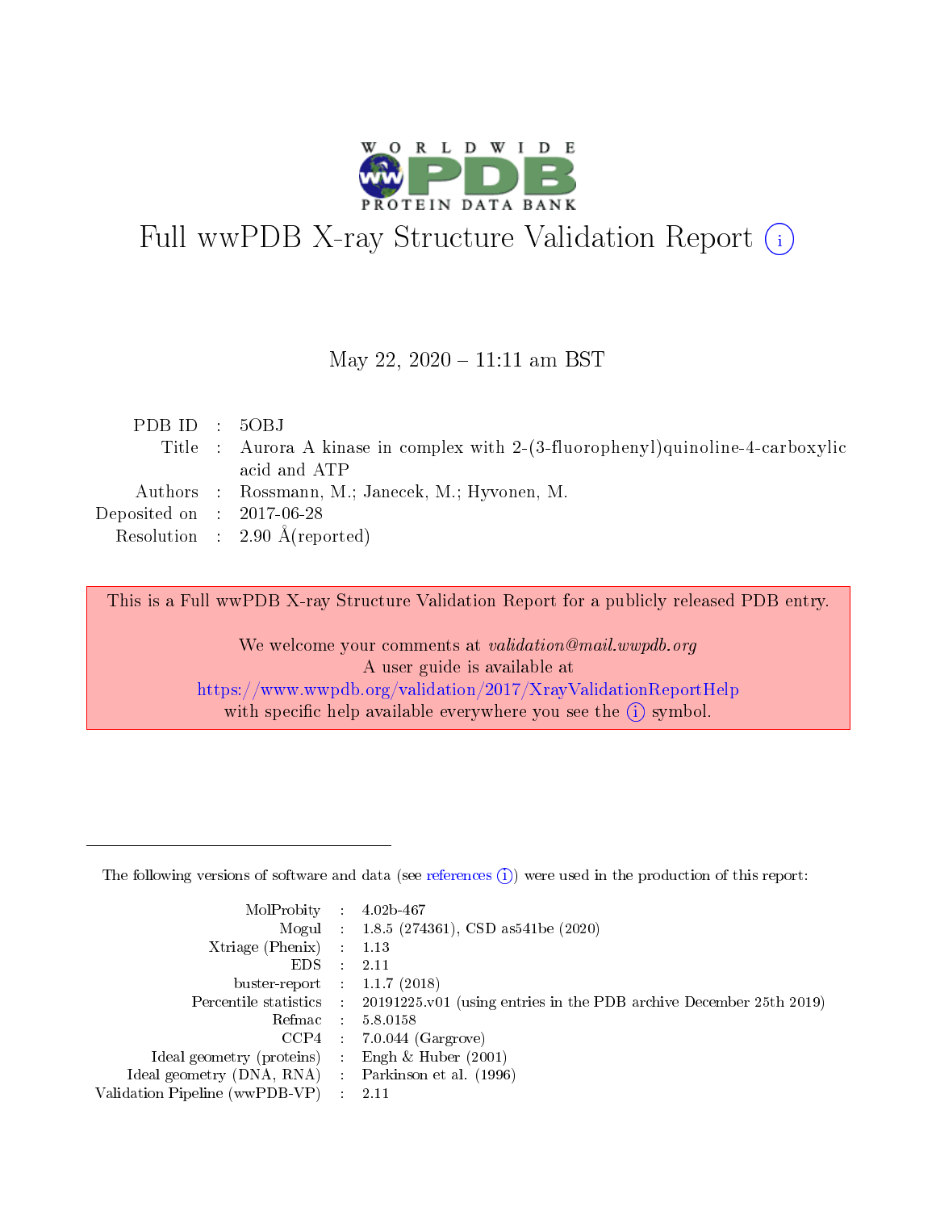# Full wwPDB X-ray Structure Validation Report (i)

May 22, 2020 – 11:11 am BST

| | | |
|---|---|---|
| PDB ID | : | 5OBJ |
| Title | : | Aurora A kinase in complex with 2-(3-fluorophenyl)quinoline-4-carboxylic acid and ATP |
| Authors | : | Rossmann, M.; Janecek, M.; Hyvonen, M. |
| Deposited on | : | 2017-06-28 |
| Resolution | : | 2.90 Å(reported) |

This is a Full wwPDB X-ray Structure Validation Report for a publicly released PDB entry.

We welcome your comments at *validation@mail.wwpdb.org*
A user guide is available at
https://www.wwpdb.org/validation/2017/XrayValidationReportHelp
with specific help available everywhere you see the (i) symbol.

---

The following versions of software and data (see references (i)) were used in the production of this report:

| | | |
|---|---|---|
| MolProbity | : | 4.02b-467 |
| Mogul | : | 1.8.5 (274361), CSD as541be (2020) |
| Xtriage (Phenix) | : | 1.13 |
| EDS | : | 2.11 |
| buster-report | : | 1.1.7 (2018) |
| Percentile statistics | : | 20191225.v01 (using entries in the PDB archive December 25th 2019) |
| Refmac | : | 5.8.0158 |
| CCP4 | : | 7.0.044 (Gargrove) |
| Ideal geometry (proteins) | : | Engh & Huber (2001) |
| Ideal geometry (DNA, RNA) | : | Parkinson et al. (1996) |
| Validation Pipeline (wwPDB-VP) | : | 2.11 |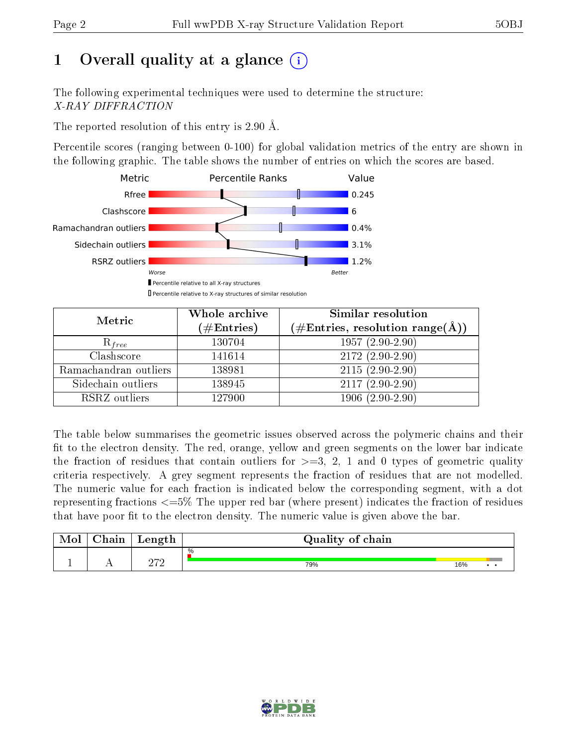# 1 Overall quality at a glance

The following experimental techniques were used to determine the structure:
*X-RAY DIFFRACTION*

The reported resolution of this entry is 2.90 Å.

Percentile scores (ranging between 0-100) for global validation metrics of the entry are shown in the following graphic. The table shows the number of entries on which the scores are based.

| Metric | Value |
|---|---|
| Rfree | 0.245 |
| Clashscore | 6 |
| Ramachandran outliers | 0.4% |
| Sidechain outliers | 3.1% |
| RSRZ outliers | 1.2% |

Worse — Better

■ Percentile relative to all X-ray structures
□ Percentile relative to X-ray structures of similar resolution

| Metric | Whole archive (#Entries) | Similar resolution (#Entries, resolution range(Å)) |
|---|---|---|
| $R_{free}$ | 130704 | 1957 (2.90-2.90) |
| Clashscore | 141614 | 2172 (2.90-2.90) |
| Ramachandran outliers | 138981 | 2115 (2.90-2.90) |
| Sidechain outliers | 138945 | 2117 (2.90-2.90) |
| RSRZ outliers | 127900 | 1906 (2.90-2.90) |

The table below summarises the geometric issues observed across the polymeric chains and their fit to the electron density. The red, orange, yellow and green segments on the lower bar indicate the fraction of residues that contain outliers for >=3, 2, 1 and 0 types of geometric quality criteria respectively. A grey segment represents the fraction of residues that are not modelled. The numeric value for each fraction is indicated below the corresponding segment, with a dot representing fractions <=5% The upper red bar (where present) indicates the fraction of residues that have poor fit to the electron density. The numeric value is given above the bar.

| Mol | Chain | Length | Quality of chain |
|---|---|---|---|
| 1 | A | 272 | %: 79%, 16%, •, • |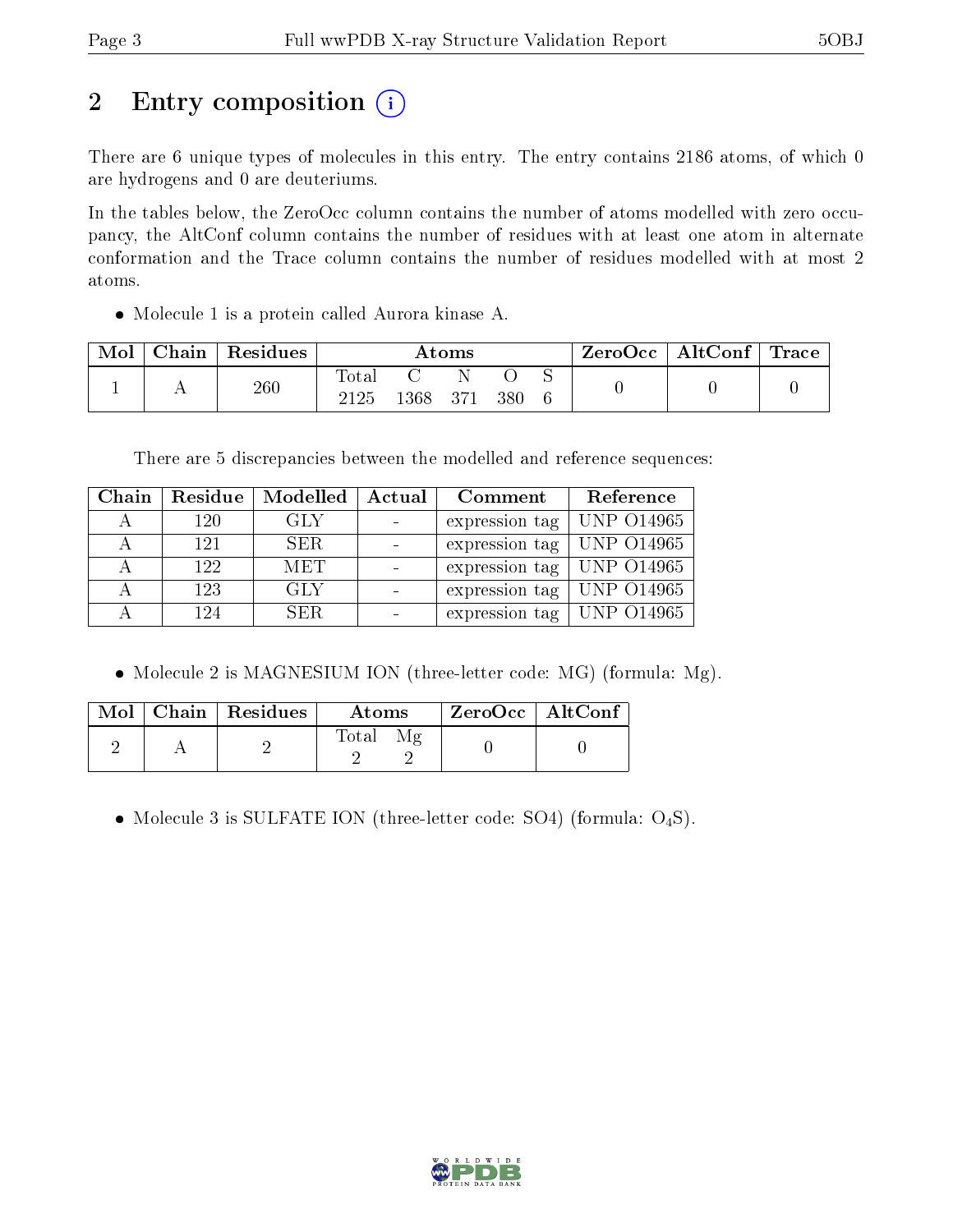# 2 Entry composition

There are 6 unique types of molecules in this entry. The entry contains 2186 atoms, of which 0 are hydrogens and 0 are deuteriums.

In the tables below, the ZeroOcc column contains the number of atoms modelled with zero occupancy, the AltConf column contains the number of residues with at least one atom in alternate conformation and the Trace column contains the number of residues modelled with at most 2 atoms.

- Molecule 1 is a protein called Aurora kinase A.

| Mol | Chain | Residues | Atoms | | | | | ZeroOcc | AltConf | Trace |
|---|---|---|---|---|---|---|---|---|---|---|
| | | | Total | C | N | O | S | | | |
| 1 | A | 260 | 2125 | 1368 | 371 | 380 | 6 | 0 | 0 | 0 |

There are 5 discrepancies between the modelled and reference sequences:

| Chain | Residue | Modelled | Actual | Comment | Reference |
|---|---|---|---|---|---|
| A | 120 | GLY | - | expression tag | UNP O14965 |
| A | 121 | SER | - | expression tag | UNP O14965 |
| A | 122 | MET | - | expression tag | UNP O14965 |
| A | 123 | GLY | - | expression tag | UNP O14965 |
| A | 124 | SER | - | expression tag | UNP O14965 |

- Molecule 2 is MAGNESIUM ION (three-letter code: MG) (formula: Mg).

| Mol | Chain | Residues | Atoms | | ZeroOcc | AltConf |
|---|---|---|---|---|---|---|
| | | | Total | Mg | | |
| 2 | A | 2 | 2 | 2 | 0 | 0 |

- Molecule 3 is SULFATE ION (three-letter code: SO4) (formula: $O_4S$).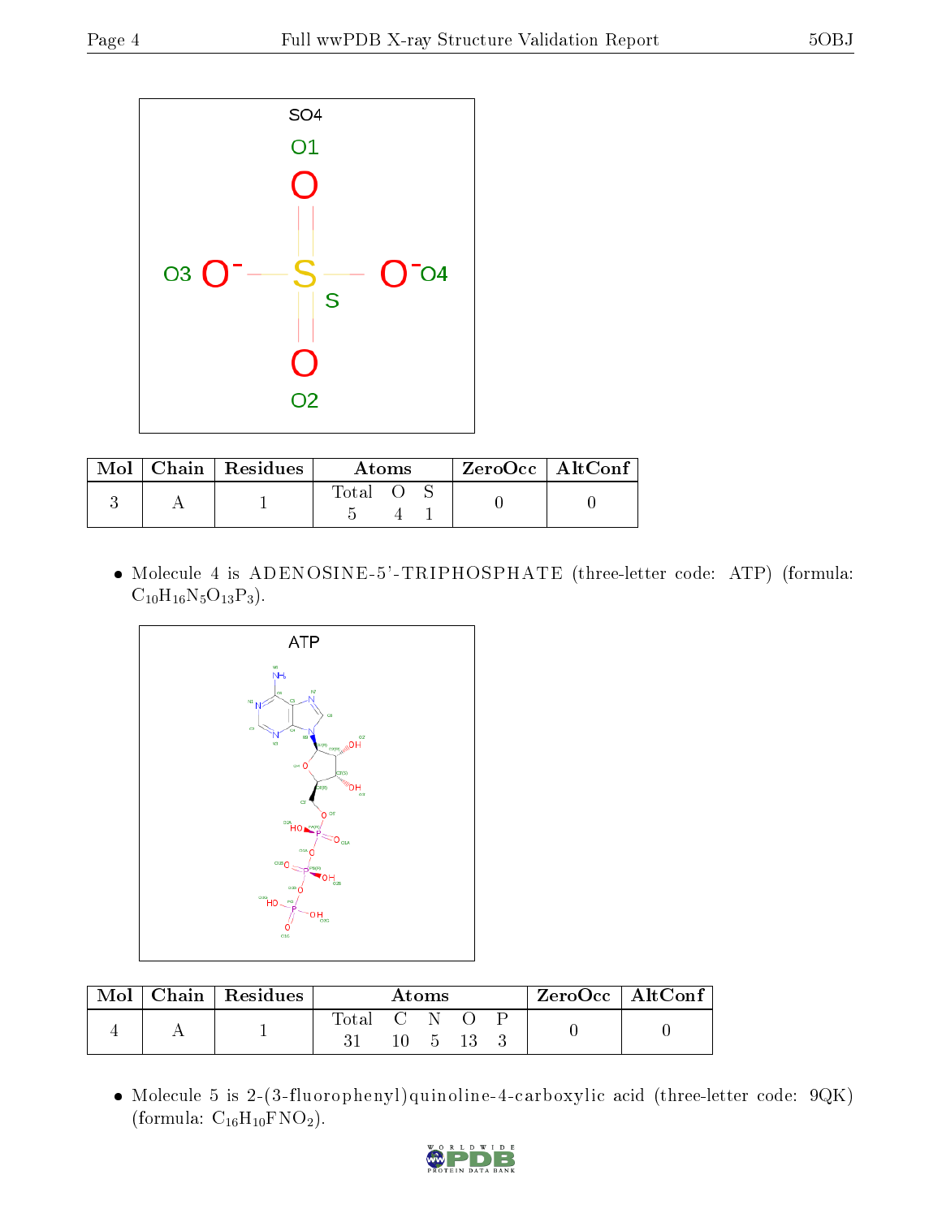| Mol | Chain | Residues | Atoms | | | ZeroOcc | AltConf |
|---|---|---|---|---|---|---|---|
| | | | Total | O | S | | |
| 3 | A | 1 | 5 | 4 | 1 | 0 | 0 |

- Molecule 4 is ADENOSINE-5'-TRIPHOSPHATE (three-letter code: ATP) (formula: $C_{10}H_{16}N_5O_{13}P_3$).

| Mol | Chain | Residues | Atoms | | | | | ZeroOcc | AltConf |
|---|---|---|---|---|---|---|---|---|---|
| | | | Total | C | N | O | P | | |
| 4 | A | 1 | 31 | 10 | 5 | 13 | 3 | 0 | 0 |

- Molecule 5 is 2-(3-fluorophenyl)quinoline-4-carboxylic acid (three-letter code: 9QK) (formula: $C_{16}H_{10}FNO_2$).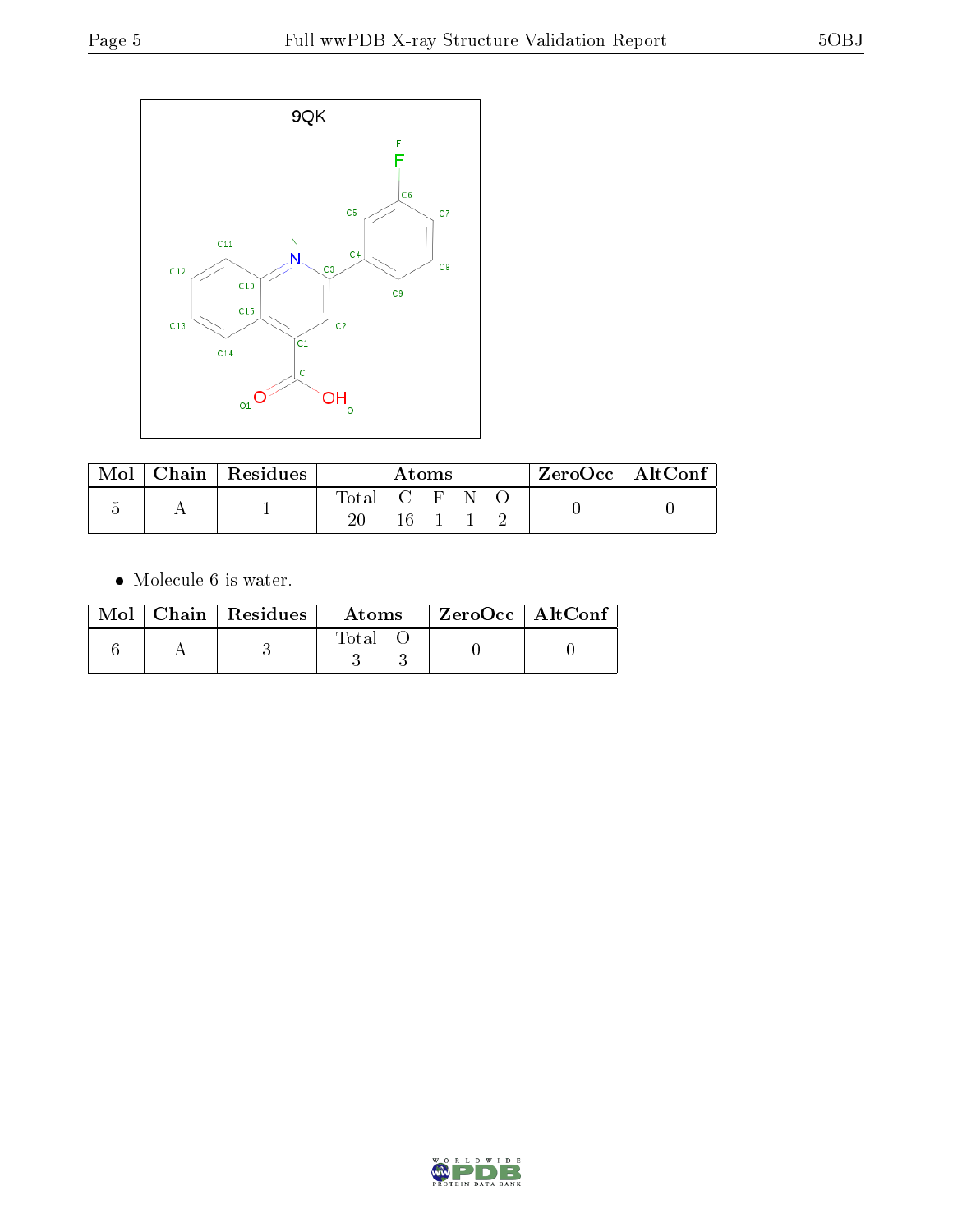| Mol | Chain | Residues | Atoms | | | | | ZeroOcc | AltConf |
|---|---|---|---|---|---|---|---|---|---|
| | | | Total | C | F | N | O | | |
| 5 | A | 1 | 20 | 16 | 1 | 1 | 2 | 0 | 0 |

- Molecule 6 is water.

| Mol | Chain | Residues | Atoms | | ZeroOcc | AltConf |
|---|---|---|---|---|---|---|
| | | | Total | O | | |
| 6 | A | 3 | 3 | 3 | 0 | 0 |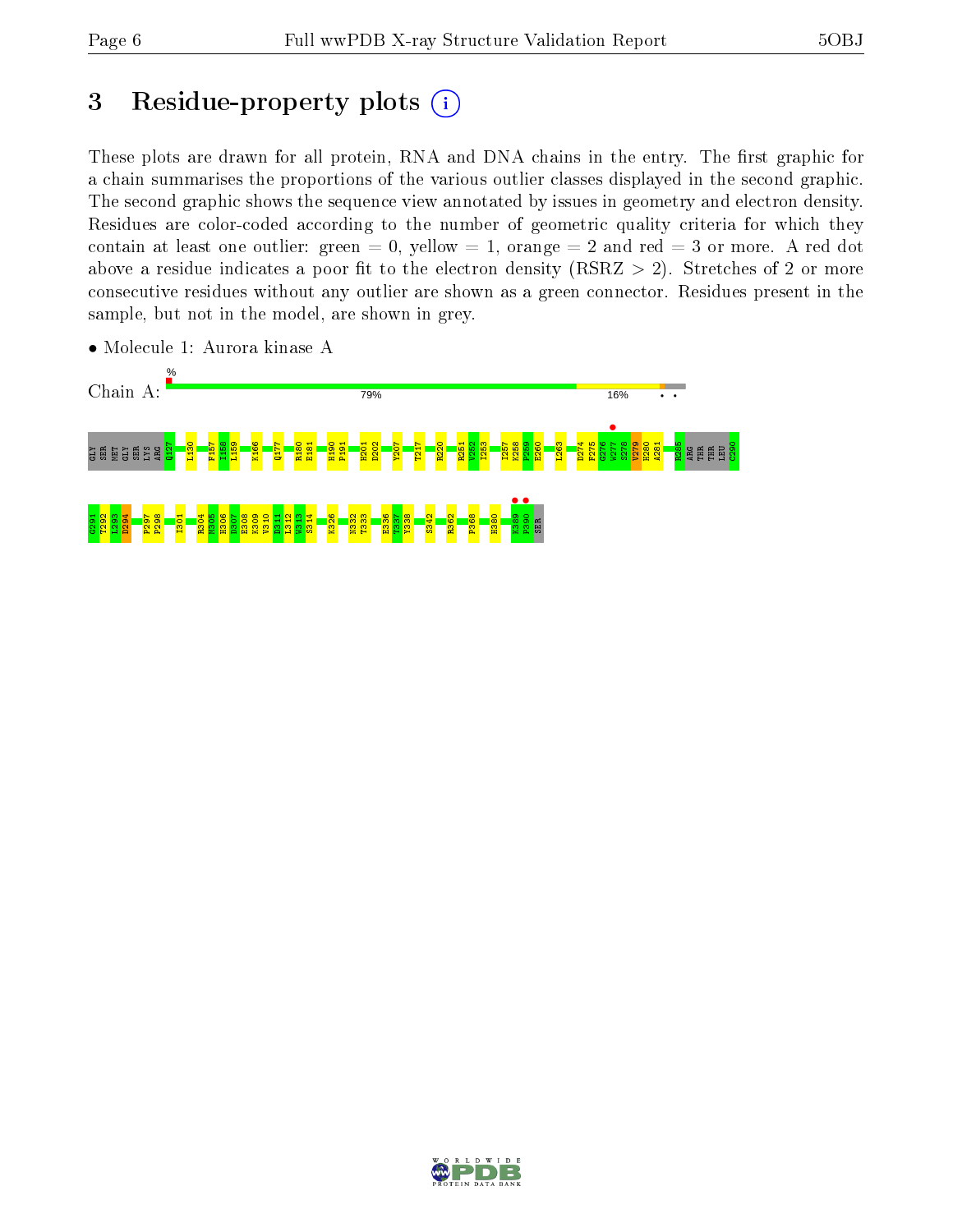# 3 Residue-property plots

These plots are drawn for all protein, RNA and DNA chains in the entry. The first graphic for a chain summarises the proportions of the various outlier classes displayed in the second graphic. The second graphic shows the sequence view annotated by issues in geometry and electron density. Residues are color-coded according to the number of geometric quality criteria for which they contain at least one outlier: green = 0, yellow = 1, orange = 2 and red = 3 or more. A red dot above a residue indicates a poor fit to the electron density (RSRZ > 2). Stretches of 2 or more consecutive residues without any outlier are shown as a green connector. Residues present in the sample, but not in the model, are shown in grey.

- Molecule 1: Aurora kinase A

Chain A: % 79% 16% • •

GLY SER MET GLY SER LYS ARG Q127 L130 F157 I158 L159 K166 Q177 R180 E181 H190 P191 H201 D202 Y207 T217 R220 R251 V252 I253 I257 K258 P259 E260 L263 D274 F275 G276 W277 S278 V279 H280 A281 R285 ARG THR THR LEU C290

C291 T292 L293 D294 P297 P298 I301 R304 M305 H306 D307 E308 K309 V310 D311 L312 W313 S314 K326 N332 T333 E336 T337 Y338 S342 R362 P368 H380 K389 P390 SER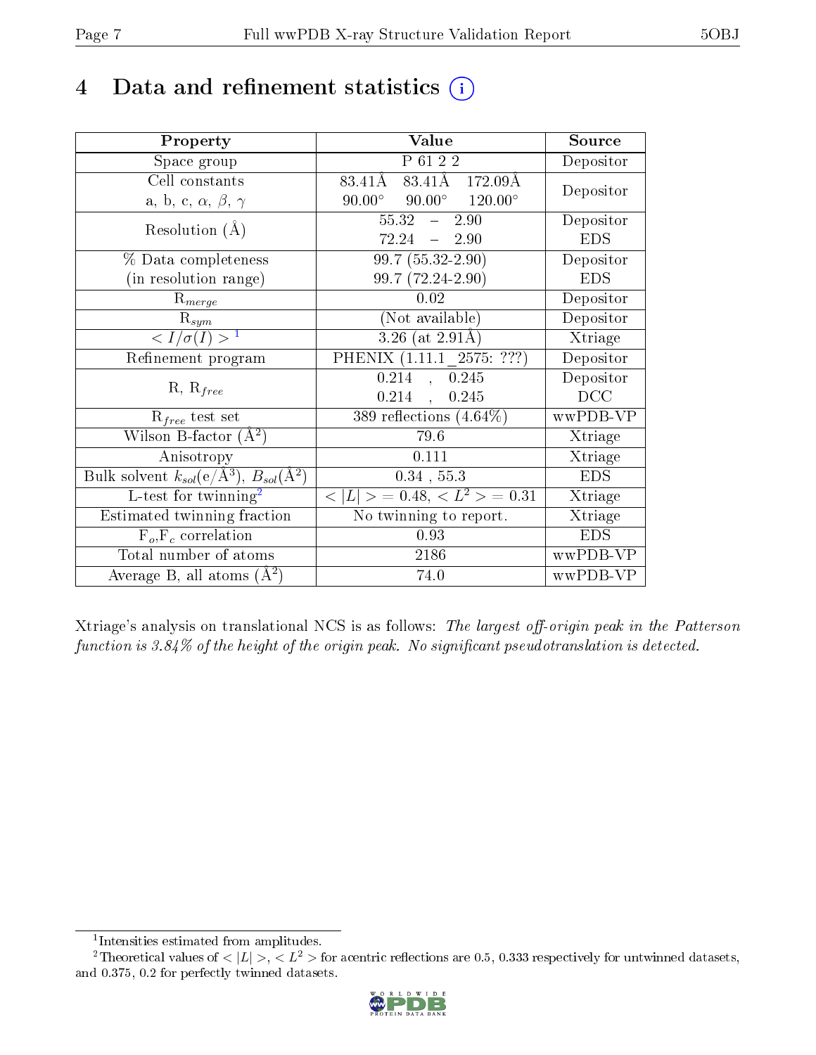# 4 Data and refinement statistics (i)

| Property | Value | Source |
|---|---|---|
| Space group | P 61 2 2 | Depositor |
| Cell constants<br>a, b, c, $\alpha$, $\beta$, $\gamma$ | 83.41Å 83.41Å 172.09Å<br>90.00° 90.00° 120.00° | Depositor |
| Resolution (Å) | 55.32 – 2.90<br>72.24 – 2.90 | Depositor<br>EDS |
| % Data completeness<br>(in resolution range) | 99.7 (55.32-2.90)<br>99.7 (72.24-2.90) | Depositor<br>EDS |
| $R_{merge}$ | 0.02 | Depositor |
| $R_{sym}$ | (Not available) | Depositor |
| $< I/\sigma(I) >$ [1] | 3.26 (at 2.91Å) | Xtriage |
| Refinement program | PHENIX (1.11.1_2575: ???) | Depositor |
| R, $R_{free}$ | 0.214 , 0.245<br>0.214 , 0.245 | Depositor<br>DCC |
| $R_{free}$ test set | 389 reflections (4.64%) | wwPDB-VP |
| Wilson B-factor (Å$^2$) | 79.6 | Xtriage |
| Anisotropy | 0.111 | Xtriage |
| Bulk solvent $k_{sol}$(e/Å$^3$), $B_{sol}$(Å$^2$) | 0.34 , 55.3 | EDS |
| L-test for twinning[2] | $< \|L\| >$ = 0.48, $< L^2 >$ = 0.31 | Xtriage |
| Estimated twinning fraction | No twinning to report. | Xtriage |
| $F_o$,$F_c$ correlation | 0.93 | EDS |
| Total number of atoms | 2186 | wwPDB-VP |
| Average B, all atoms (Å$^2$) | 74.0 | wwPDB-VP |

Xtriage's analysis on translational NCS is as follows: *The largest off-origin peak in the Patterson function is 3.84% of the height of the origin peak. No significant pseudotranslation is detected.*

[1] Intensities estimated from amplitudes.

[2] Theoretical values of $< |L| >$, $< L^2 >$ for acentric reflections are 0.5, 0.333 respectively for untwinned datasets, and 0.375, 0.2 for perfectly twinned datasets.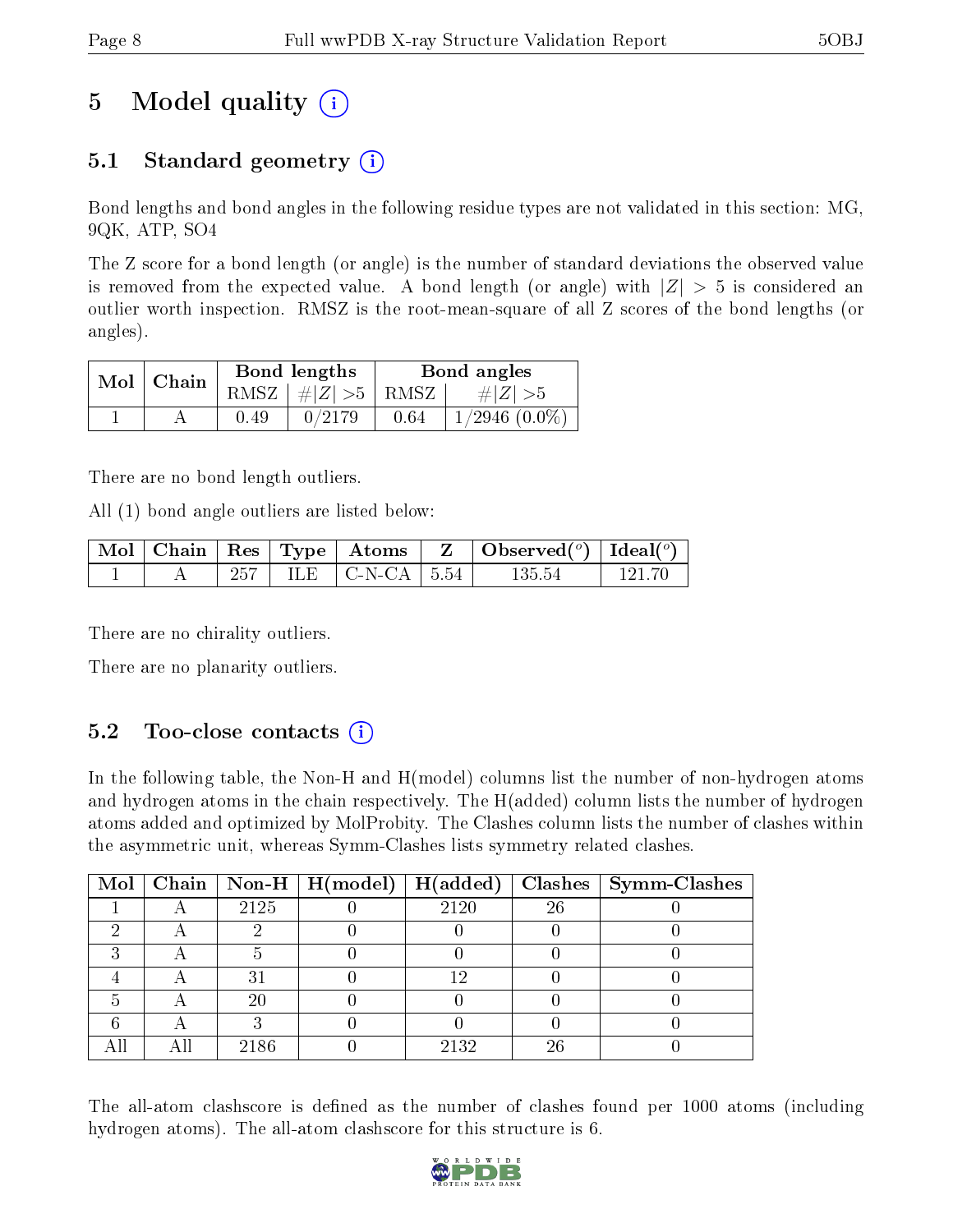# 5 Model quality

## 5.1 Standard geometry

Bond lengths and bond angles in the following residue types are not validated in this section: MG, 9QK, ATP, SO4

The Z score for a bond length (or angle) is the number of standard deviations the observed value is removed from the expected value. A bond length (or angle) with $|Z| > 5$ is considered an outlier worth inspection. RMSZ is the root-mean-square of all Z scores of the bond lengths (or angles).

| Mol | Chain | Bond lengths | | Bond angles | |
|---|---|---|---|---|---|
| | | RMSZ | #\|Z\| >5 | RMSZ | #\|Z\| >5 |
| 1 | A | 0.49 | 0/2179 | 0.64 | 1/2946 (0.0%) |

There are no bond length outliers.

All (1) bond angle outliers are listed below:

| Mol | Chain | Res | Type | Atoms | Z | Observed($^o$) | Ideal($^o$) |
|---|---|---|---|---|---|---|---|
| 1 | A | 257 | ILE | C-N-CA | 5.54 | 135.54 | 121.70 |

There are no chirality outliers.

There are no planarity outliers.

## 5.2 Too-close contacts

In the following table, the Non-H and H(model) columns list the number of non-hydrogen atoms and hydrogen atoms in the chain respectively. The H(added) column lists the number of hydrogen atoms added and optimized by MolProbity. The Clashes column lists the number of clashes within the asymmetric unit, whereas Symm-Clashes lists symmetry related clashes.

| Mol | Chain | Non-H | H(model) | H(added) | Clashes | Symm-Clashes |
|---|---|---|---|---|---|---|
| 1 | A | 2125 | 0 | 2120 | 26 | 0 |
| 2 | A | 2 | 0 | 0 | 0 | 0 |
| 3 | A | 5 | 0 | 0 | 0 | 0 |
| 4 | A | 31 | 0 | 12 | 0 | 0 |
| 5 | A | 20 | 0 | 0 | 0 | 0 |
| 6 | A | 3 | 0 | 0 | 0 | 0 |
| All | All | 2186 | 0 | 2132 | 26 | 0 |

The all-atom clashscore is defined as the number of clashes found per 1000 atoms (including hydrogen atoms). The all-atom clashscore for this structure is 6.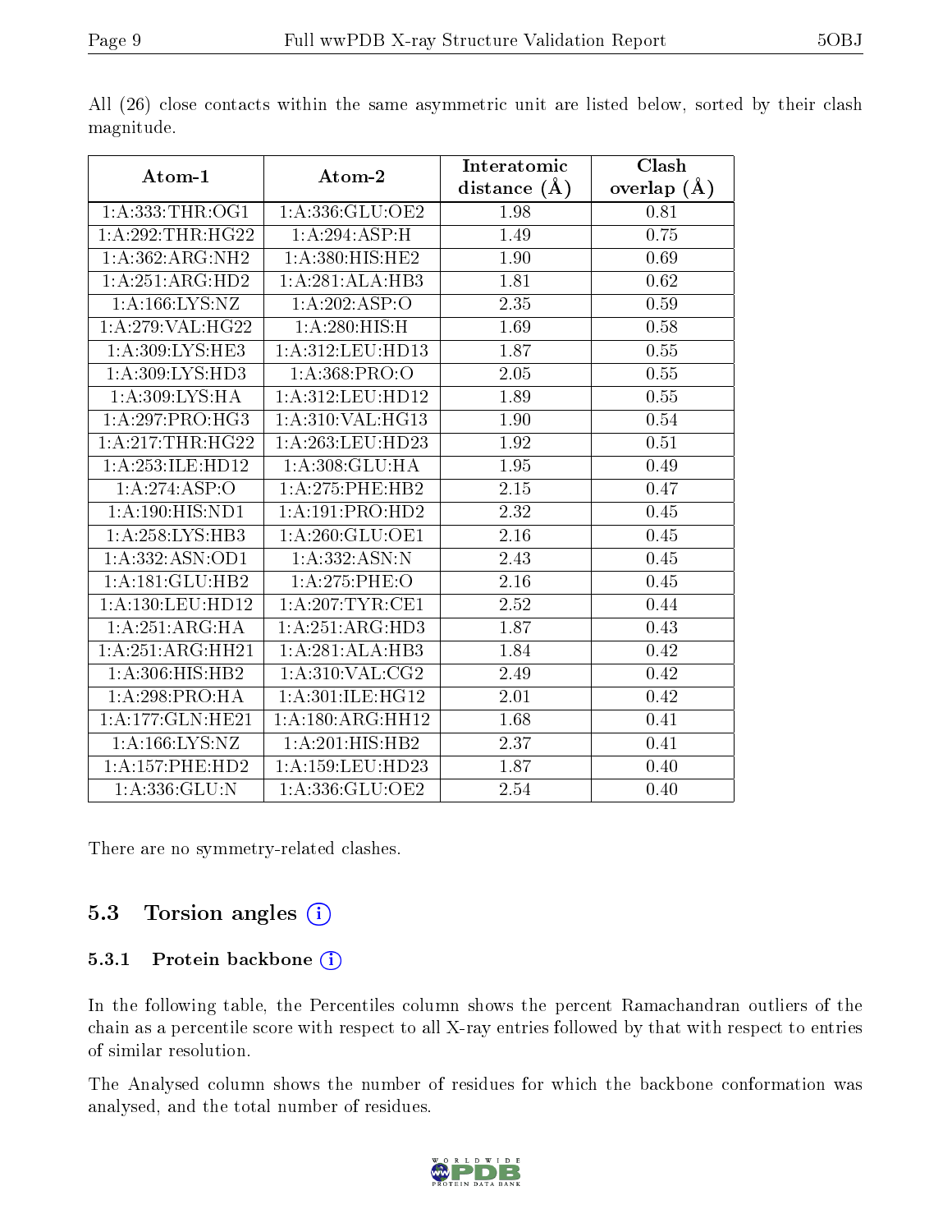All (26) close contacts within the same asymmetric unit are listed below, sorted by their clash magnitude.

| Atom-1 | Atom-2 | Interatomic distance (Å) | Clash overlap (Å) |
|---|---|---|---|
| 1:A:333:THR:OG1 | 1:A:336:GLU:OE2 | 1.98 | 0.81 |
| 1:A:292:THR:HG22 | 1:A:294:ASP:H | 1.49 | 0.75 |
| 1:A:362:ARG:NH2 | 1:A:380:HIS:HE2 | 1.90 | 0.69 |
| 1:A:251:ARG:HD2 | 1:A:281:ALA:HB3 | 1.81 | 0.62 |
| 1:A:166:LYS:NZ | 1:A:202:ASP:O | 2.35 | 0.59 |
| 1:A:279:VAL:HG22 | 1:A:280:HIS:H | 1.69 | 0.58 |
| 1:A:309:LYS:HE3 | 1:A:312:LEU:HD13 | 1.87 | 0.55 |
| 1:A:309:LYS:HD3 | 1:A:368:PRO:O | 2.05 | 0.55 |
| 1:A:309:LYS:HA | 1:A:312:LEU:HD12 | 1.89 | 0.55 |
| 1:A:297:PRO:HG3 | 1:A:310:VAL:HG13 | 1.90 | 0.54 |
| 1:A:217:THR:HG22 | 1:A:263:LEU:HD23 | 1.92 | 0.51 |
| 1:A:253:ILE:HD12 | 1:A:308:GLU:HA | 1.95 | 0.49 |
| 1:A:274:ASP:O | 1:A:275:PHE:HB2 | 2.15 | 0.47 |
| 1:A:190:HIS:ND1 | 1:A:191:PRO:HD2 | 2.32 | 0.45 |
| 1:A:258:LYS:HB3 | 1:A:260:GLU:OE1 | 2.16 | 0.45 |
| 1:A:332:ASN:OD1 | 1:A:332:ASN:N | 2.43 | 0.45 |
| 1:A:181:GLU:HB2 | 1:A:275:PHE:O | 2.16 | 0.45 |
| 1:A:130:LEU:HD12 | 1:A:207:TYR:CE1 | 2.52 | 0.44 |
| 1:A:251:ARG:HA | 1:A:251:ARG:HD3 | 1.87 | 0.43 |
| 1:A:251:ARG:HH21 | 1:A:281:ALA:HB3 | 1.84 | 0.42 |
| 1:A:306:HIS:HB2 | 1:A:310:VAL:CG2 | 2.49 | 0.42 |
| 1:A:298:PRO:HA | 1:A:301:ILE:HG12 | 2.01 | 0.42 |
| 1:A:177:GLN:HE21 | 1:A:180:ARG:HH12 | 1.68 | 0.41 |
| 1:A:166:LYS:NZ | 1:A:201:HIS:HB2 | 2.37 | 0.41 |
| 1:A:157:PHE:HD2 | 1:A:159:LEU:HD23 | 1.87 | 0.40 |
| 1:A:336:GLU:N | 1:A:336:GLU:OE2 | 2.54 | 0.40 |

There are no symmetry-related clashes.

## 5.3 Torsion angles

### 5.3.1 Protein backbone

In the following table, the Percentiles column shows the percent Ramachandran outliers of the chain as a percentile score with respect to all X-ray entries followed by that with respect to entries of similar resolution.

The Analysed column shows the number of residues for which the backbone conformation was analysed, and the total number of residues.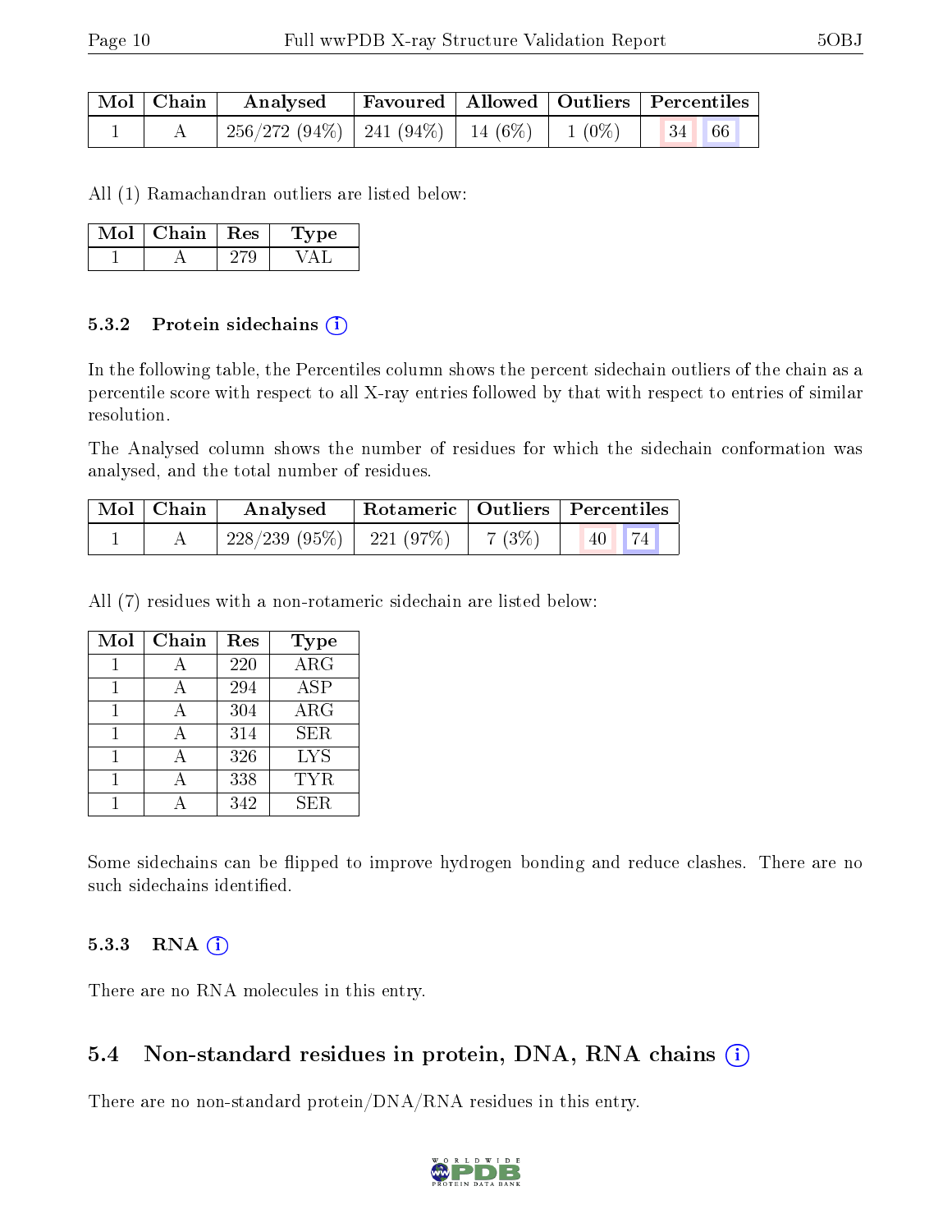| Mol | Chain | Analysed | Favoured | Allowed | Outliers | Percentiles |  |
|---|---|---|---|---|---|---|---|
| 1 | A | 256/272 (94%) | 241 (94%) | 14 (6%) | 1 (0%) | 34 | 66 |

All (1) Ramachandran outliers are listed below:

| Mol | Chain | Res | Type |
|---|---|---|---|
| 1 | A | 279 | VAL |

### 5.3.2 Protein sidechains

In the following table, the Percentiles column shows the percent sidechain outliers of the chain as a percentile score with respect to all X-ray entries followed by that with respect to entries of similar resolution.

The Analysed column shows the number of residues for which the sidechain conformation was analysed, and the total number of residues.

| Mol | Chain | Analysed | Rotameric | Outliers | Percentiles |  |
|---|---|---|---|---|---|---|
| 1 | A | 228/239 (95%) | 221 (97%) | 7 (3%) | 40 | 74 |

All (7) residues with a non-rotameric sidechain are listed below:

| Mol | Chain | Res | Type |
|---|---|---|---|
| 1 | A | 220 | ARG |
| 1 | A | 294 | ASP |
| 1 | A | 304 | ARG |
| 1 | A | 314 | SER |
| 1 | A | 326 | LYS |
| 1 | A | 338 | TYR |
| 1 | A | 342 | SER |

Some sidechains can be flipped to improve hydrogen bonding and reduce clashes. There are no such sidechains identified.

### 5.3.3 RNA

There are no RNA molecules in this entry.

## 5.4 Non-standard residues in protein, DNA, RNA chains

There are no non-standard protein/DNA/RNA residues in this entry.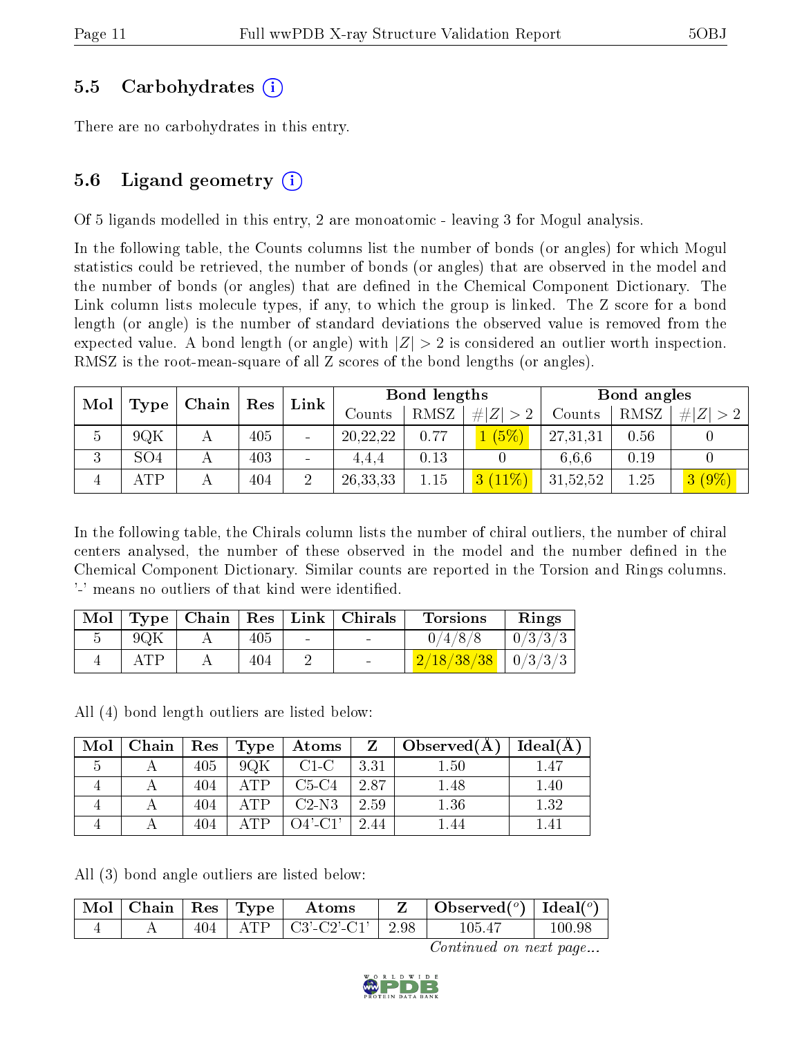### 5.5 Carbohydrates (i)

There are no carbohydrates in this entry.

### 5.6 Ligand geometry (i)

Of 5 ligands modelled in this entry, 2 are monoatomic - leaving 3 for Mogul analysis.

In the following table, the Counts columns list the number of bonds (or angles) for which Mogul statistics could be retrieved, the number of bonds (or angles) that are observed in the model and the number of bonds (or angles) that are defined in the Chemical Component Dictionary. The Link column lists molecule types, if any, to which the group is linked. The Z score for a bond length (or angle) is the number of standard deviations the observed value is removed from the expected value. A bond length (or angle) with $|Z| > 2$ is considered an outlier worth inspection. RMSZ is the root-mean-square of all Z scores of the bond lengths (or angles).

| Mol | Type | Chain | Res | Link | Bond lengths | | | Bond angles | | |
|---|---|---|---|---|---|---|---|---|---|---|
| | | | | | Counts | RMSZ | $\#\|Z\| > 2$ | Counts | RMSZ | $\#\|Z\| > 2$ |
| 5 | 9QK | A | 405 | - | 20,22,22 | 0.77 | 1 (5%) | 27,31,31 | 0.56 | 0 |
| 3 | SO4 | A | 403 | - | 4,4,4 | 0.13 | 0 | 6,6,6 | 0.19 | 0 |
| 4 | ATP | A | 404 | 2 | 26,33,33 | 1.15 | 3 (11%) | 31,52,52 | 1.25 | 3 (9%) |

In the following table, the Chirals column lists the number of chiral outliers, the number of chiral centers analysed, the number of these observed in the model and the number defined in the Chemical Component Dictionary. Similar counts are reported in the Torsion and Rings columns. '-' means no outliers of that kind were identified.

| Mol | Type | Chain | Res | Link | Chirals | Torsions | Rings |
|---|---|---|---|---|---|---|---|
| 5 | 9QK | A | 405 | - | - | 0/4/8/8 | 0/3/3/3 |
| 4 | ATP | A | 404 | 2 | - | 2/18/38/38 | 0/3/3/3 |

All (4) bond length outliers are listed below:

| Mol | Chain | Res | Type | Atoms | Z | Observed(Å) | Ideal(Å) |
|---|---|---|---|---|---|---|---|
| 5 | A | 405 | 9QK | C1-C | 3.31 | 1.50 | 1.47 |
| 4 | A | 404 | ATP | C5-C4 | 2.87 | 1.48 | 1.40 |
| 4 | A | 404 | ATP | C2-N3 | 2.59 | 1.36 | 1.32 |
| 4 | A | 404 | ATP | O4'-C1' | 2.44 | 1.44 | 1.41 |

All (3) bond angle outliers are listed below:

| Mol | Chain | Res | Type | Atoms | Z | Observed(°) | Ideal(°) |
|---|---|---|---|---|---|---|---|
| 4 | A | 404 | ATP | C3'-C2'-C1' | 2.98 | 105.47 | 100.98 |

*Continued on next page...*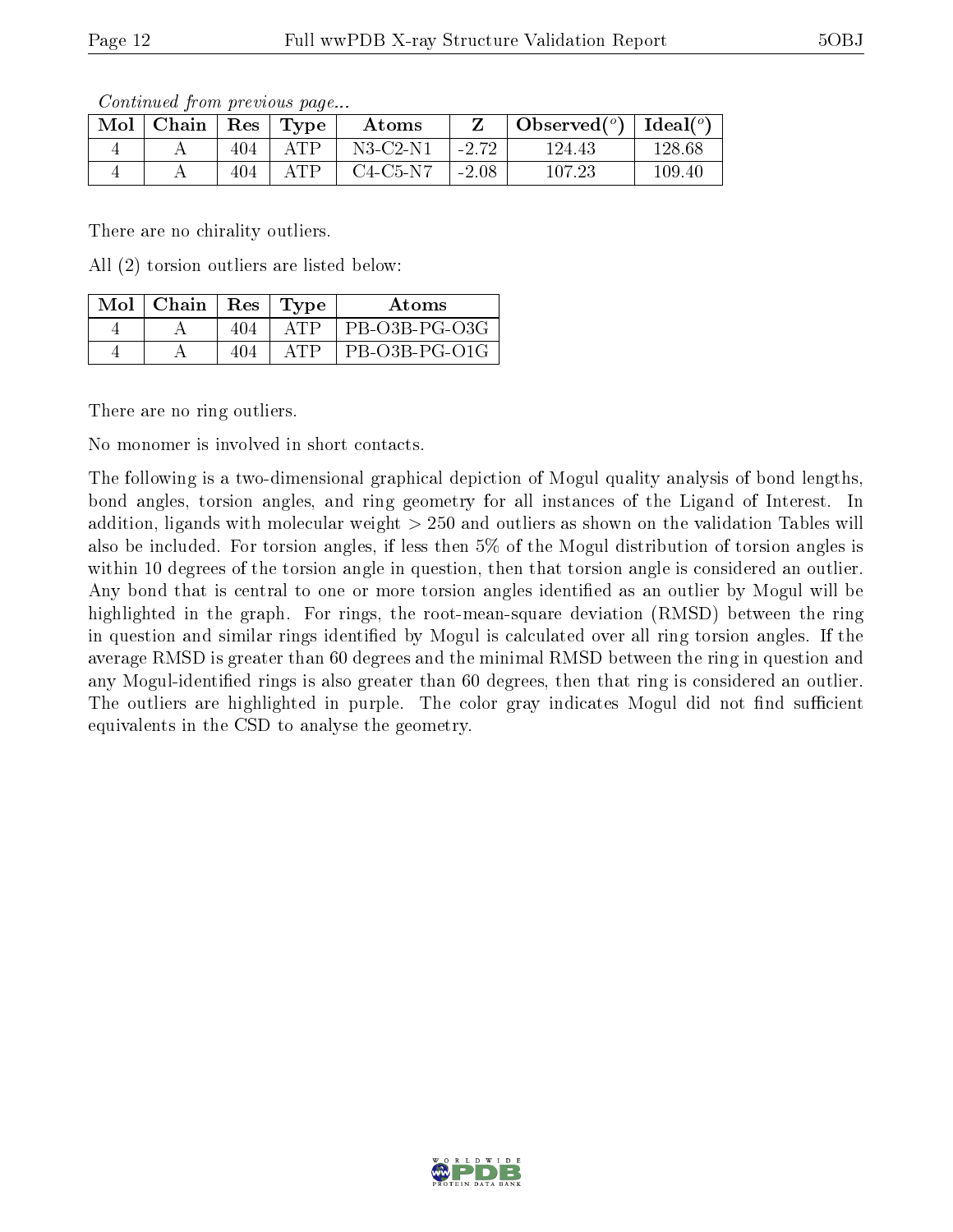*Continued from previous page...*

| Mol | Chain | Res | Type | Atoms | Z | Observed(°) | Ideal(°) |
| --- | --- | --- | --- | --- | --- | --- | --- |
| 4 | A | 404 | ATP | N3-C2-N1 | -2.72 | 124.43 | 128.68 |
| 4 | A | 404 | ATP | C4-C5-N7 | -2.08 | 107.23 | 109.40 |

There are no chirality outliers.

All (2) torsion outliers are listed below:

| Mol | Chain | Res | Type | Atoms |
| --- | --- | --- | --- | --- |
| 4 | A | 404 | ATP | PB-O3B-PG-O3G |
| 4 | A | 404 | ATP | PB-O3B-PG-O1G |

There are no ring outliers.

No monomer is involved in short contacts.

The following is a two-dimensional graphical depiction of Mogul quality analysis of bond lengths, bond angles, torsion angles, and ring geometry for all instances of the Ligand of Interest. In addition, ligands with molecular weight > 250 and outliers as shown on the validation Tables will also be included. For torsion angles, if less then 5% of the Mogul distribution of torsion angles is within 10 degrees of the torsion angle in question, then that torsion angle is considered an outlier. Any bond that is central to one or more torsion angles identified as an outlier by Mogul will be highlighted in the graph. For rings, the root-mean-square deviation (RMSD) between the ring in question and similar rings identified by Mogul is calculated over all ring torsion angles. If the average RMSD is greater than 60 degrees and the minimal RMSD between the ring in question and any Mogul-identified rings is also greater than 60 degrees, then that ring is considered an outlier. The outliers are highlighted in purple. The color gray indicates Mogul did not find sufficient equivalents in the CSD to analyse the geometry.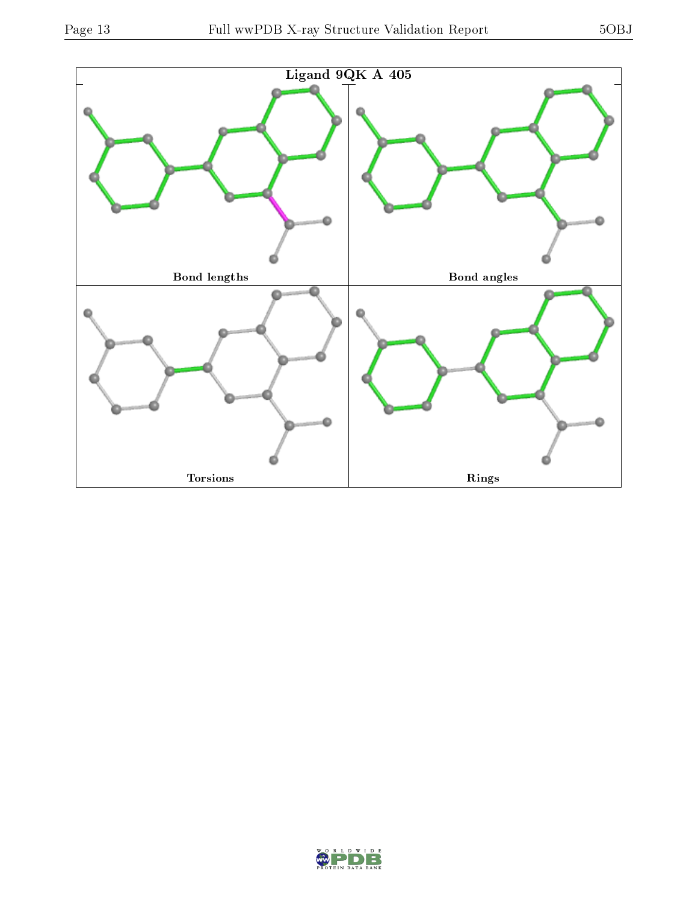Ligand 9QK A 405

Bond lengths

Bond angles

Torsions

Rings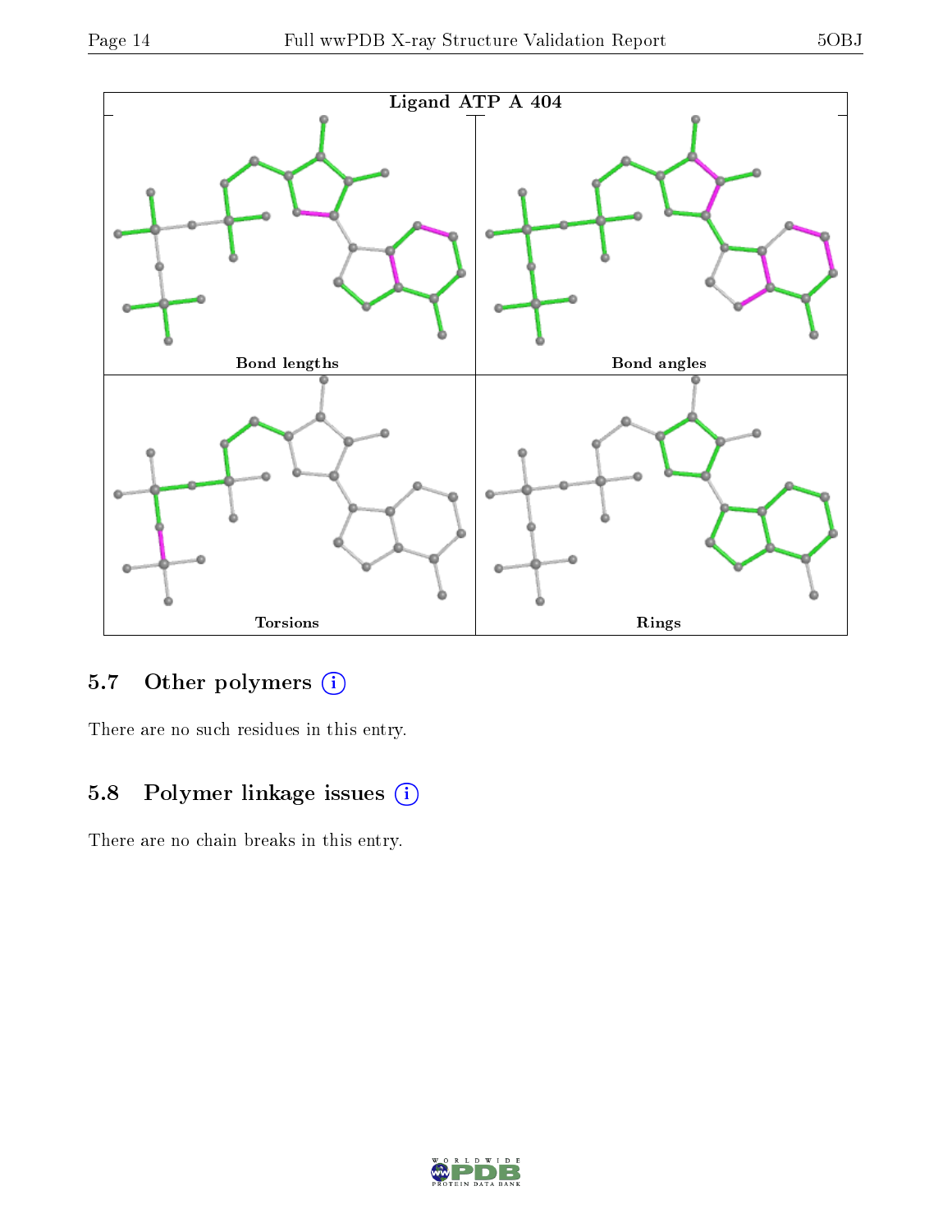Ligand ATP A 404

Bond lengths

Bond angles

Torsions

Rings

### 5.7 Other polymers

There are no such residues in this entry.

### 5.8 Polymer linkage issues

There are no chain breaks in this entry.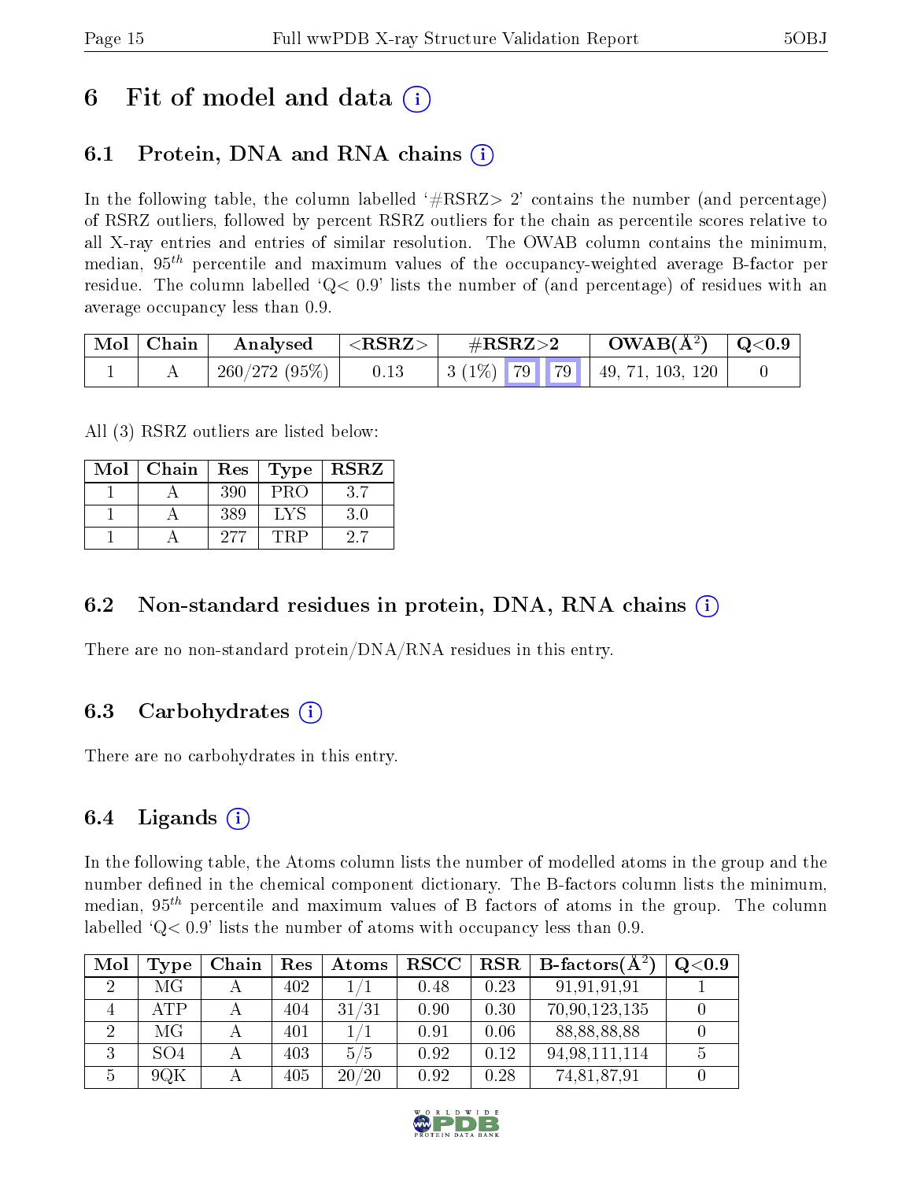# 6 Fit of model and data (i)

## 6.1 Protein, DNA and RNA chains (i)

In the following table, the column labelled '#RSRZ> 2' contains the number (and percentage) of RSRZ outliers, followed by percent RSRZ outliers for the chain as percentile scores relative to all X-ray entries and entries of similar resolution. The OWAB column contains the minimum, median, $95^{th}$ percentile and maximum values of the occupancy-weighted average B-factor per residue. The column labelled 'Q< 0.9' lists the number of (and percentage) of residues with an average occupancy less than 0.9.

| Mol | Chain | Analysed | <RSRZ> | #RSRZ>2 | | | OWAB(Å$^2$) | Q<0.9 |
|---|---|---|---|---|---|---|---|---|
| 1 | A | 260/272 (95%) | 0.13 | 3 (1%) | 79 | 79 | 49, 71, 103, 120 | 0 |

All (3) RSRZ outliers are listed below:

| Mol | Chain | Res | Type | RSRZ |
|---|---|---|---|---|
| 1 | A | 390 | PRO | 3.7 |
| 1 | A | 389 | LYS | 3.0 |
| 1 | A | 277 | TRP | 2.7 |

## 6.2 Non-standard residues in protein, DNA, RNA chains (i)

There are no non-standard protein/DNA/RNA residues in this entry.

## 6.3 Carbohydrates (i)

There are no carbohydrates in this entry.

## 6.4 Ligands (i)

In the following table, the Atoms column lists the number of modelled atoms in the group and the number defined in the chemical component dictionary. The B-factors column lists the minimum, median, $95^{th}$ percentile and maximum values of B factors of atoms in the group. The column labelled 'Q< 0.9' lists the number of atoms with occupancy less than 0.9.

| Mol | Type | Chain | Res | Atoms | RSCC | RSR | B-factors(Å$^2$) | Q<0.9 |
|---|---|---|---|---|---|---|---|---|
| 2 | MG | A | 402 | 1/1 | 0.48 | 0.23 | 91,91,91,91 | 1 |
| 4 | ATP | A | 404 | 31/31 | 0.90 | 0.30 | 70,90,123,135 | 0 |
| 2 | MG | A | 401 | 1/1 | 0.91 | 0.06 | 88,88,88,88 | 0 |
| 3 | SO4 | A | 403 | 5/5 | 0.92 | 0.12 | 94,98,111,114 | 5 |
| 5 | 9QK | A | 405 | 20/20 | 0.92 | 0.28 | 74,81,87,91 | 0 |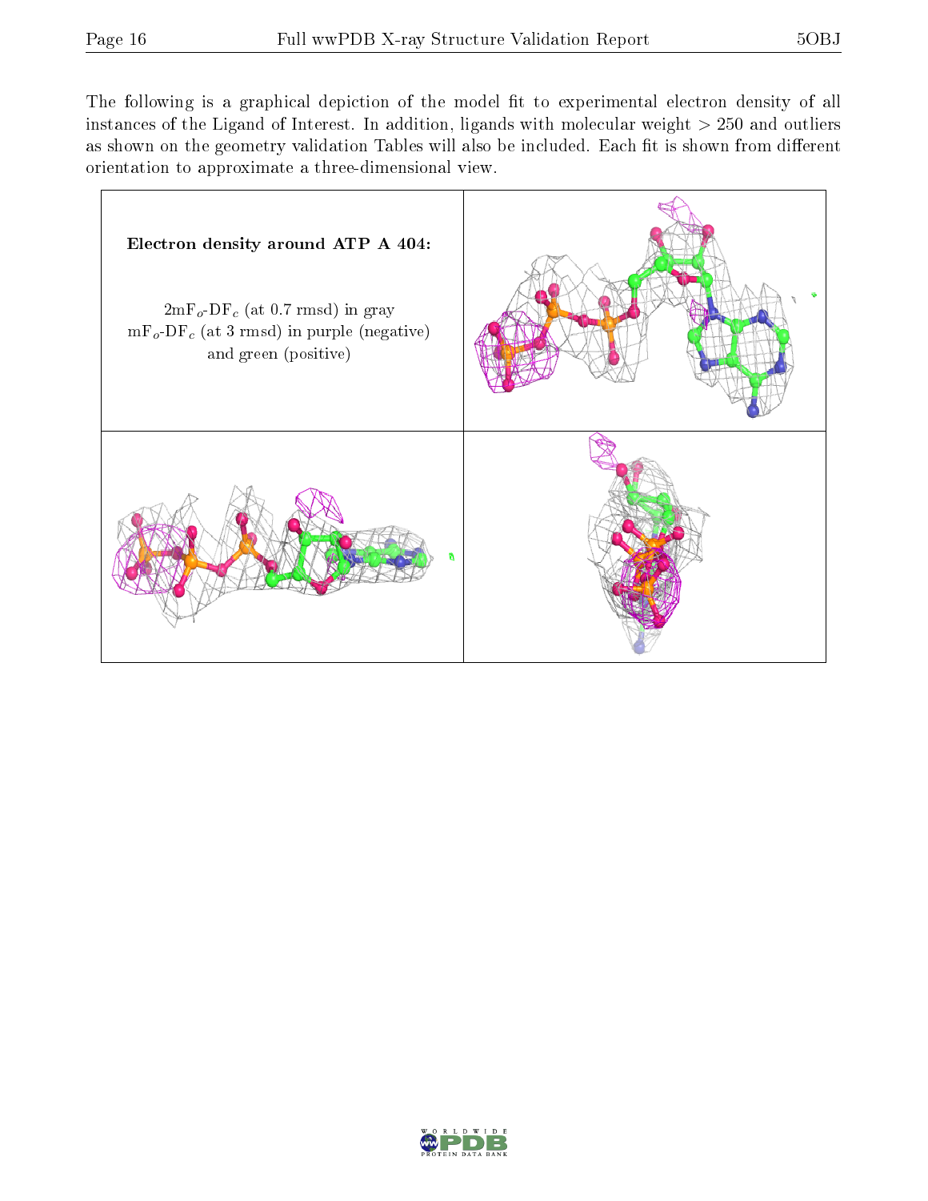The following is a graphical depiction of the model fit to experimental electron density of all instances of the Ligand of Interest. In addition, ligands with molecular weight > 250 and outliers as shown on the geometry validation Tables will also be included. Each fit is shown from different orientation to approximate a three-dimensional view.

**Electron density around ATP A 404:**

$2mF_o$-$DF_c$ (at 0.7 rmsd) in gray
$mF_o$-$DF_c$ (at 3 rmsd) in purple (negative) and green (positive)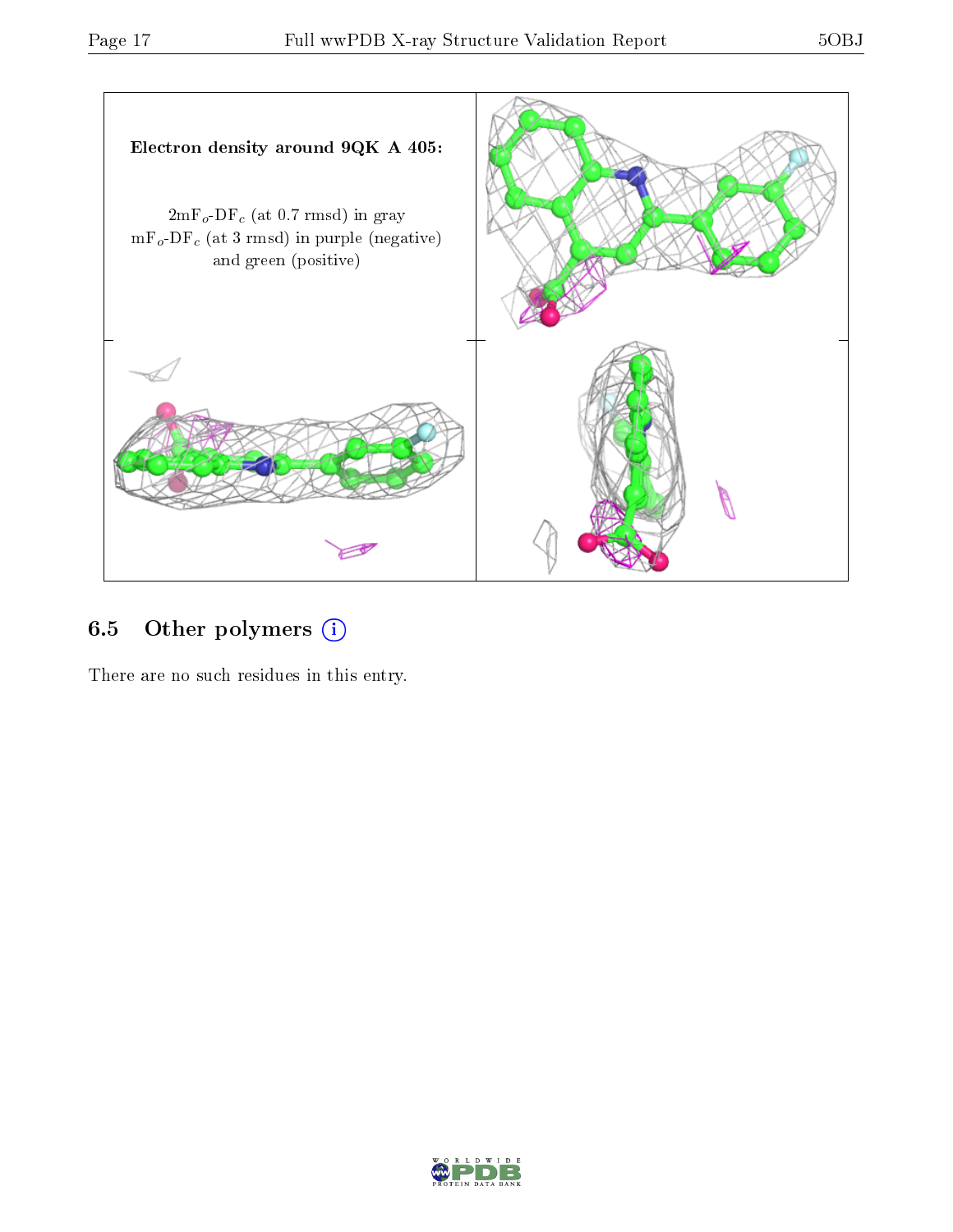**Electron density around 9QK A 405:**

$2mF_o$-$DF_c$ (at 0.7 rmsd) in gray
$mF_o$-$DF_c$ (at 3 rmsd) in purple (negative)
and green (positive)

## 6.5 Other polymers ⓘ

There are no such residues in this entry.